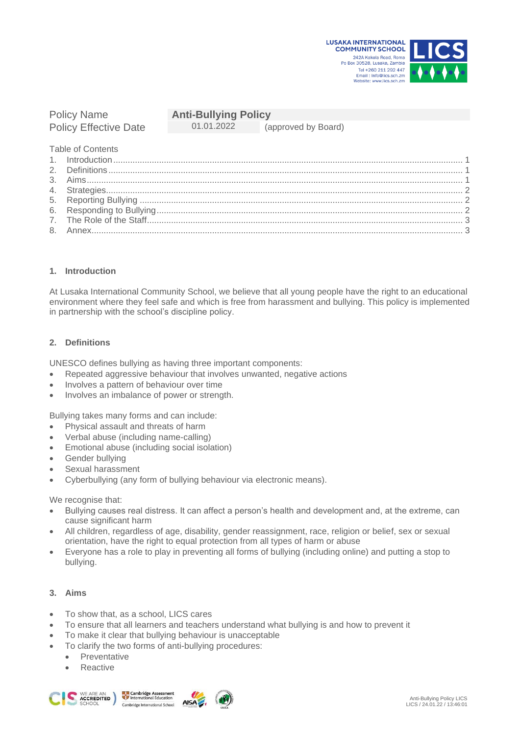LUSAKA INTERNATIONAL COMMUNITY SCHOOL
242A Kakola Road, Roma
Po Box 30528, Lusaka, Zambia
Tel +260 211 292 447
Email : info@lics.sch.zm
Website: www.lics.sch.zm

| Policy Name | **Anti-Bullying Policy** | |
| --- | --- | --- |
| Policy Effective Date | 01.01.2022 | (approved by Board) |

Table of Contents

1. Introduction ........ 1
2. Definitions ........ 1
3. Aims ........ 1
4. Strategies ........ 2
5. Reporting Bullying ........ 2
6. Responding to Bullying ........ 2
7. The Role of the Staff ........ 3
8. Annex ........ 3

## 1. Introduction

At Lusaka International Community School, we believe that all young people have the right to an educational environment where they feel safe and which is free from harassment and bullying. This policy is implemented in partnership with the school's discipline policy.

## 2. Definitions

UNESCO defines bullying as having three important components:

- Repeated aggressive behaviour that involves unwanted, negative actions
- Involves a pattern of behaviour over time
- Involves an imbalance of power or strength.

Bullying takes many forms and can include:

- Physical assault and threats of harm
- Verbal abuse (including name-calling)
- Emotional abuse (including social isolation)
- Gender bullying
- Sexual harassment
- Cyberbullying (any form of bullying behaviour via electronic means).

We recognise that:

- Bullying causes real distress. It can affect a person's health and development and, at the extreme, can cause significant harm
- All children, regardless of age, disability, gender reassignment, race, religion or belief, sex or sexual orientation, have the right to equal protection from all types of harm or abuse
- Everyone has a role to play in preventing all forms of bullying (including online) and putting a stop to bullying.

## 3. Aims

- To show that, as a school, LICS cares
- To ensure that all learners and teachers understand what bullying is and how to prevent it
- To make it clear that bullying behaviour is unacceptable
- To clarify the two forms of anti-bullying procedures:
  - Preventative
  - Reactive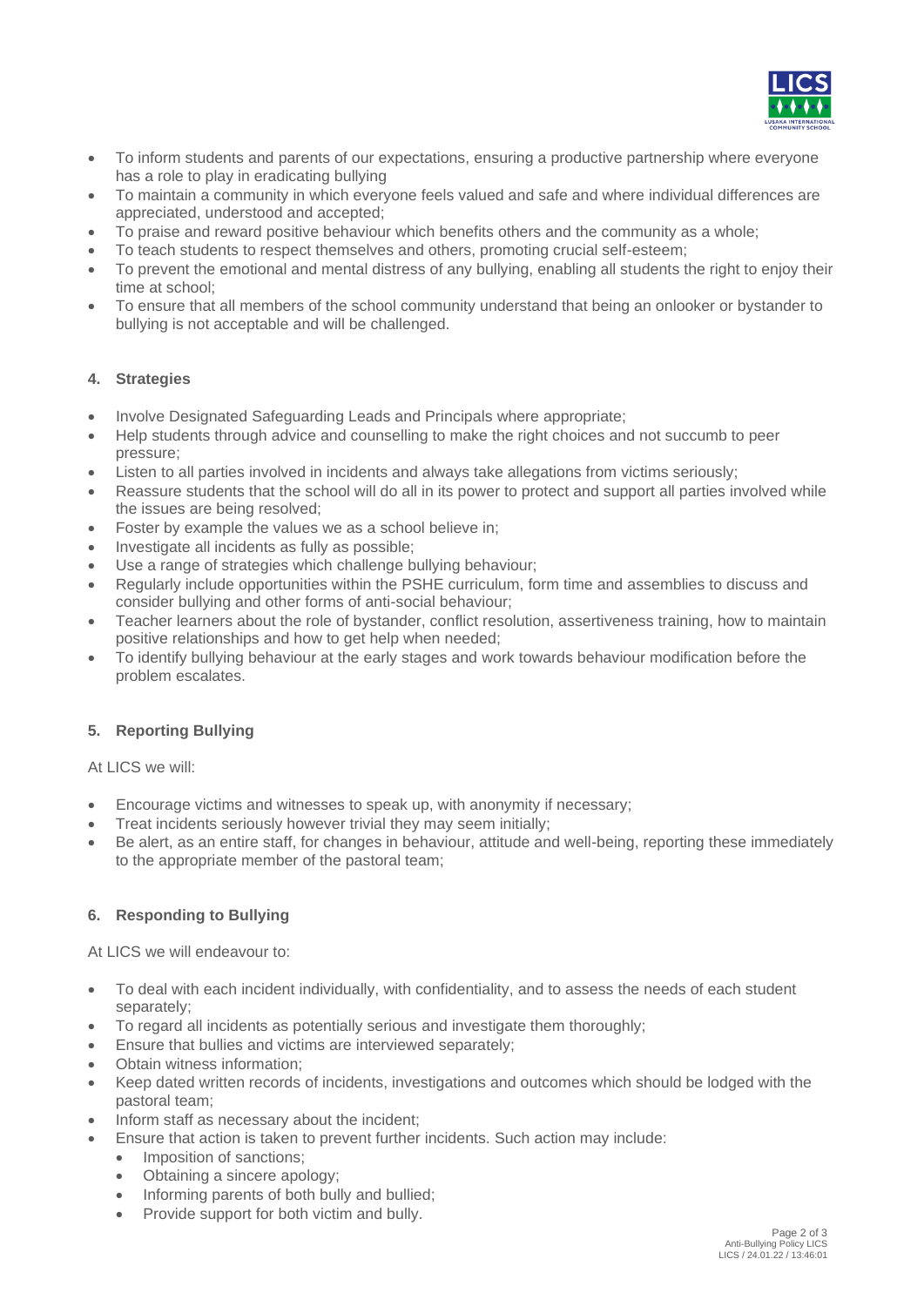- To inform students and parents of our expectations, ensuring a productive partnership where everyone has a role to play in eradicating bullying
- To maintain a community in which everyone feels valued and safe and where individual differences are appreciated, understood and accepted;
- To praise and reward positive behaviour which benefits others and the community as a whole;
- To teach students to respect themselves and others, promoting crucial self-esteem;
- To prevent the emotional and mental distress of any bullying, enabling all students the right to enjoy their time at school;
- To ensure that all members of the school community understand that being an onlooker or bystander to bullying is not acceptable and will be challenged.

## 4. Strategies

- Involve Designated Safeguarding Leads and Principals where appropriate;
- Help students through advice and counselling to make the right choices and not succumb to peer pressure;
- Listen to all parties involved in incidents and always take allegations from victims seriously;
- Reassure students that the school will do all in its power to protect and support all parties involved while the issues are being resolved;
- Foster by example the values we as a school believe in;
- Investigate all incidents as fully as possible;
- Use a range of strategies which challenge bullying behaviour;
- Regularly include opportunities within the PSHE curriculum, form time and assemblies to discuss and consider bullying and other forms of anti-social behaviour;
- Teacher learners about the role of bystander, conflict resolution, assertiveness training, how to maintain positive relationships and how to get help when needed;
- To identify bullying behaviour at the early stages and work towards behaviour modification before the problem escalates.

## 5. Reporting Bullying

At LICS we will:

- Encourage victims and witnesses to speak up, with anonymity if necessary;
- Treat incidents seriously however trivial they may seem initially;
- Be alert, as an entire staff, for changes in behaviour, attitude and well-being, reporting these immediately to the appropriate member of the pastoral team;

## 6. Responding to Bullying

At LICS we will endeavour to:

- To deal with each incident individually, with confidentiality, and to assess the needs of each student separately;
- To regard all incidents as potentially serious and investigate them thoroughly;
- Ensure that bullies and victims are interviewed separately;
- Obtain witness information;
- Keep dated written records of incidents, investigations and outcomes which should be lodged with the pastoral team;
- Inform staff as necessary about the incident;
- Ensure that action is taken to prevent further incidents. Such action may include:
  - Imposition of sanctions;
  - Obtaining a sincere apology;
  - Informing parents of both bully and bullied;
  - Provide support for both victim and bully.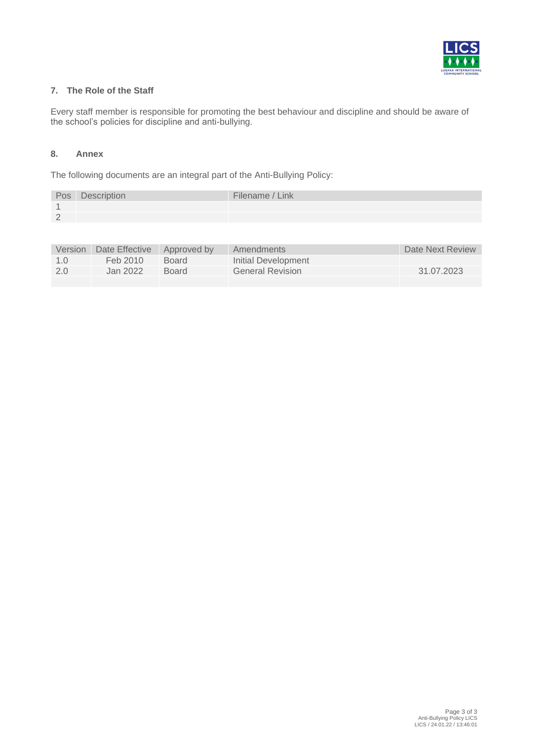## 7. The Role of the Staff

Every staff member is responsible for promoting the best behaviour and discipline and should be aware of the school's policies for discipline and anti-bullying.

## 8. Annex

The following documents are an integral part of the Anti-Bullying Policy:

| Pos | Description | Filename / Link |
|---|---|---|
| 1 | | |
| 2 | | |

| Version | Date Effective | Approved by | Amendments | Date Next Review |
|---|---|---|---|---|
| 1.0 | Feb 2010 | Board | Initial Development | |
| 2.0 | Jan 2022 | Board | General Revision | 31.07.2023 |
| | | | | |